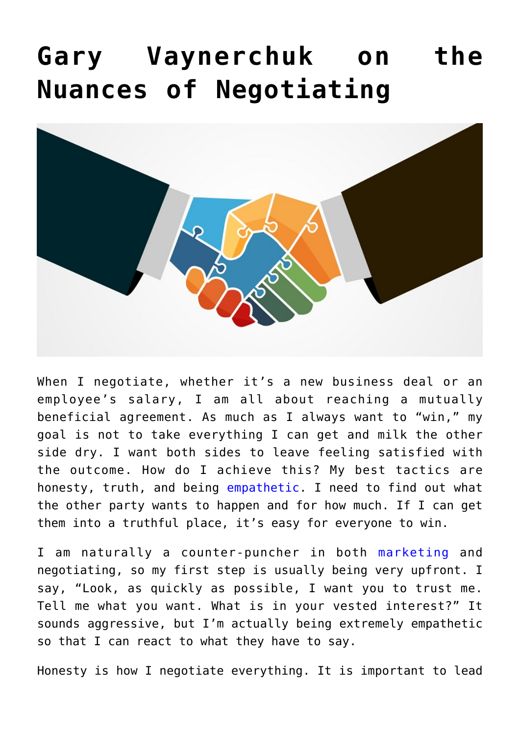# Gary Vaynerchuk on the Nuances of Negotiating

When I negotiate, whether it's a new business deal or an employee's salary, I am all about reaching a mutually beneficial agreement. As much as I always want to "win," my goal is not to take everything I can get and milk the other side dry. I want both sides to leave feeling satisfied with the outcome. How do I achieve this? My best tactics are honesty, truth, and being empathetic. I need to find out what the other party wants to happen and for how much. If I can get them into a truthful place, it's easy for everyone to win.

I am naturally a counter-puncher in both marketing and negotiating, so my first step is usually being very upfront. I say, "Look, as quickly as possible, I want you to trust me. Tell me what you want. What is in your vested interest?" It sounds aggressive, but I'm actually being extremely empathetic so that I can react to what they have to say.

Honesty is how I negotiate everything. It is important to lead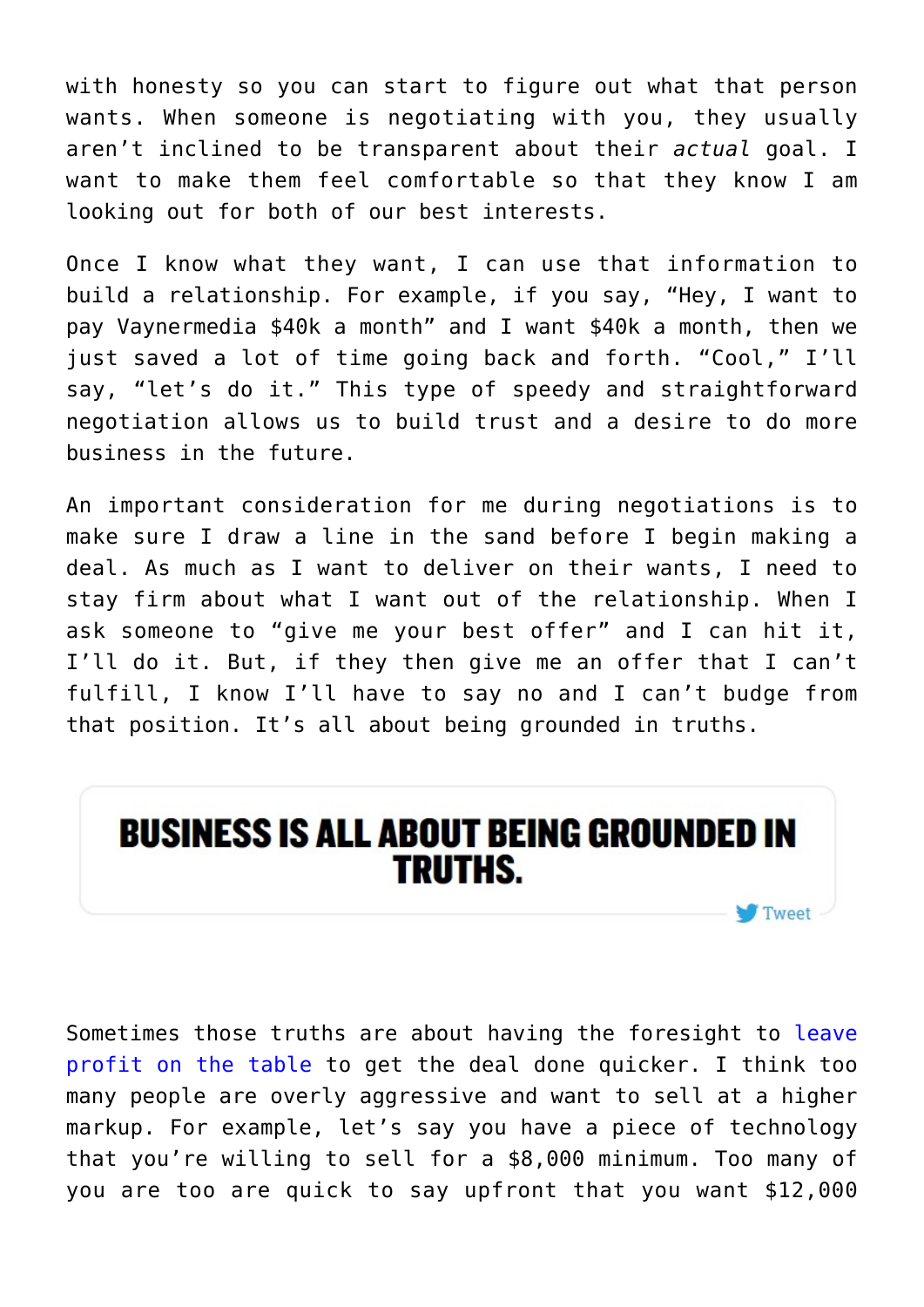with honesty so you can start to figure out what that person wants. When someone is negotiating with you, they usually aren't inclined to be transparent about their *actual* goal. I want to make them feel comfortable so that they know I am looking out for both of our best interests.

Once I know what they want, I can use that information to build a relationship. For example, if you say, "Hey, I want to pay Vaynermedia $40k a month" and I want $40k a month, then we just saved a lot of time going back and forth. "Cool," I'll say, "let's do it." This type of speedy and straightforward negotiation allows us to build trust and a desire to do more business in the future.

An important consideration for me during negotiations is to make sure I draw a line in the sand before I begin making a deal. As much as I want to deliver on their wants, I need to stay firm about what I want out of the relationship. When I ask someone to "give me your best offer" and I can hit it, I'll do it. But, if they then give me an offer that I can't fulfill, I know I'll have to say no and I can't budge from that position. It's all about being grounded in truths.

**BUSINESS IS ALL ABOUT BEING GROUNDED IN TRUTHS.**

Tweet

Sometimes those truths are about having the foresight to leave profit on the table to get the deal done quicker. I think too many people are overly aggressive and want to sell at a higher markup. For example, let's say you have a piece of technology that you're willing to sell for a $8,000 minimum. Too many of you are too are quick to say upfront that you want $12,000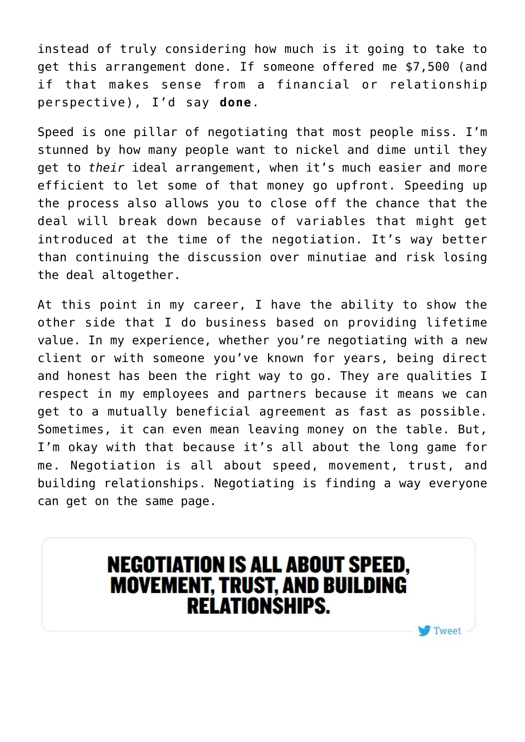instead of truly considering how much is it going to take to get this arrangement done. If someone offered me $7,500 (and if that makes sense from a financial or relationship perspective), I'd say **done**.

Speed is one pillar of negotiating that most people miss. I'm stunned by how many people want to nickel and dime until they get to *their* ideal arrangement, when it's much easier and more efficient to let some of that money go upfront. Speeding up the process also allows you to close off the chance that the deal will break down because of variables that might get introduced at the time of the negotiation. It's way better than continuing the discussion over minutiae and risk losing the deal altogether.

At this point in my career, I have the ability to show the other side that I do business based on providing lifetime value. In my experience, whether you're negotiating with a new client or with someone you've known for years, being direct and honest has been the right way to go. They are qualities I respect in my employees and partners because it means we can get to a mutually beneficial agreement as fast as possible. Sometimes, it can even mean leaving money on the table. But, I'm okay with that because it's all about the long game for me. Negotiation is all about speed, movement, trust, and building relationships. Negotiating is finding a way everyone can get on the same page.

> **NEGOTIATION IS ALL ABOUT SPEED, MOVEMENT, TRUST, AND BUILDING RELATIONSHIPS.**
>
> Tweet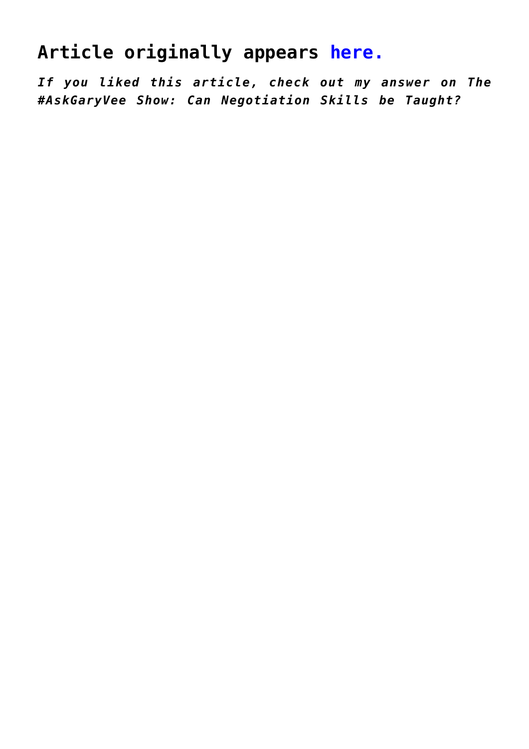## Article originally appears here.

***If you liked this article, check out my answer on The #AskGaryVee Show: Can Negotiation Skills be Taught?***